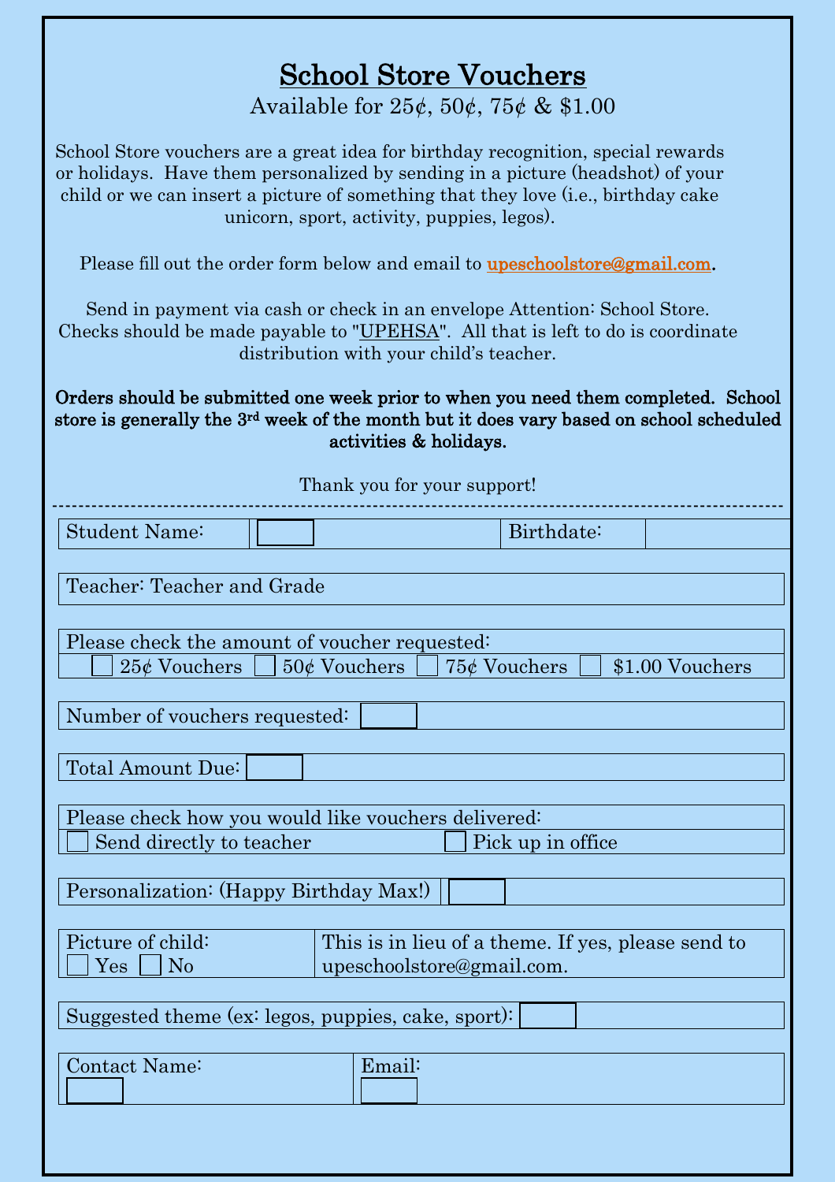# School Store Vouchers

Available for 25¢, 50¢, 75¢ & $1.00

School Store vouchers are a great idea for birthday recognition, special rewards or holidays. Have them personalized by sending in a picture (headshot) of your child or we can insert a picture of something that they love (i.e., birthday cake unicorn, sport, activity, puppies, legos).

Please fill out the order form below and email to **upeschoolstore@gmail.com**.

Send in payment via cash or check in an envelope Attention: School Store. Checks should be made payable to "UPEHSA". All that is left to do is coordinate distribution with your child's teacher.

**Orders should be submitted one week prior to when you need them completed. School store is generally the 3rd week of the month but it does vary based on school scheduled activities & holidays.**

Thank you for your support!

---

| Student Name: | | Birthdate: | |
|---|---|---|---|

Teacher: Teacher and Grade

Please check the amount of voucher requested:
☐ 25¢ Vouchers ☐ 50¢ Vouchers ☐ 75¢ Vouchers ☐ $1.00 Vouchers

Number of vouchers requested: ☐

Total Amount Due: ☐

Please check how you would like vouchers delivered:
☐ Send directly to teacher ☐ Pick up in office

Personalization: (Happy Birthday Max!) ☐

| Picture of child: ☐ Yes ☐ No | This is in lieu of a theme. If yes, please send to upeschoolstore@gmail.com. |
|---|---|

Suggested theme (ex: legos, puppies, cake, sport): ☐

| Contact Name: | Email: |
|---|---|
| ☐ | ☐ |